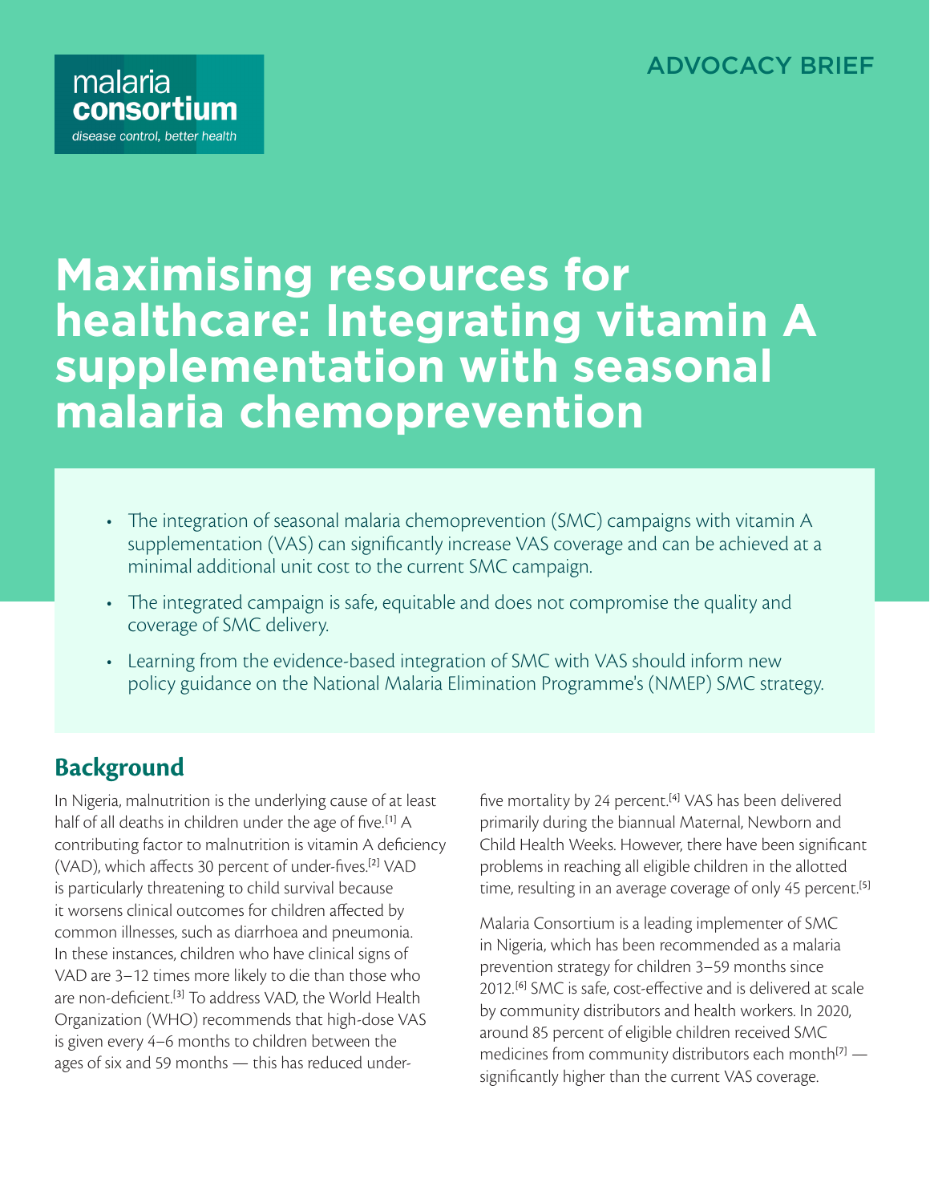malaria consortium

disease control, better health

ADVOCACY BRIEF

# Maximising resources for healthcare: Integrating vitamin A supplementation with seasonal malaria chemoprevention

- The integration of seasonal malaria chemoprevention (SMC) campaigns with vitamin A supplementation (VAS) can significantly increase VAS coverage and can be achieved at a minimal additional unit cost to the current SMC campaign.
- The integrated campaign is safe, equitable and does not compromise the quality and coverage of SMC delivery.
- Learning from the evidence-based integration of SMC with VAS should inform new policy guidance on the National Malaria Elimination Programme's (NMEP) SMC strategy.

## Background

In Nigeria, malnutrition is the underlying cause of at least half of all deaths in children under the age of five.[1] A contributing factor to malnutrition is vitamin A deficiency (VAD), which affects 30 percent of under-fives.[2] VAD is particularly threatening to child survival because it worsens clinical outcomes for children affected by common illnesses, such as diarrhoea and pneumonia. In these instances, children who have clinical signs of VAD are 3–12 times more likely to die than those who are non-deficient.[3] To address VAD, the World Health Organization (WHO) recommends that high-dose VAS is given every 4–6 months to children between the ages of six and 59 months — this has reduced under-five mortality by 24 percent.[4] VAS has been delivered primarily during the biannual Maternal, Newborn and Child Health Weeks. However, there have been significant problems in reaching all eligible children in the allotted time, resulting in an average coverage of only 45 percent.[5]

Malaria Consortium is a leading implementer of SMC in Nigeria, which has been recommended as a malaria prevention strategy for children 3–59 months since 2012.[6] SMC is safe, cost-effective and is delivered at scale by community distributors and health workers. In 2020, around 85 percent of eligible children received SMC medicines from community distributors each month[7] — significantly higher than the current VAS coverage.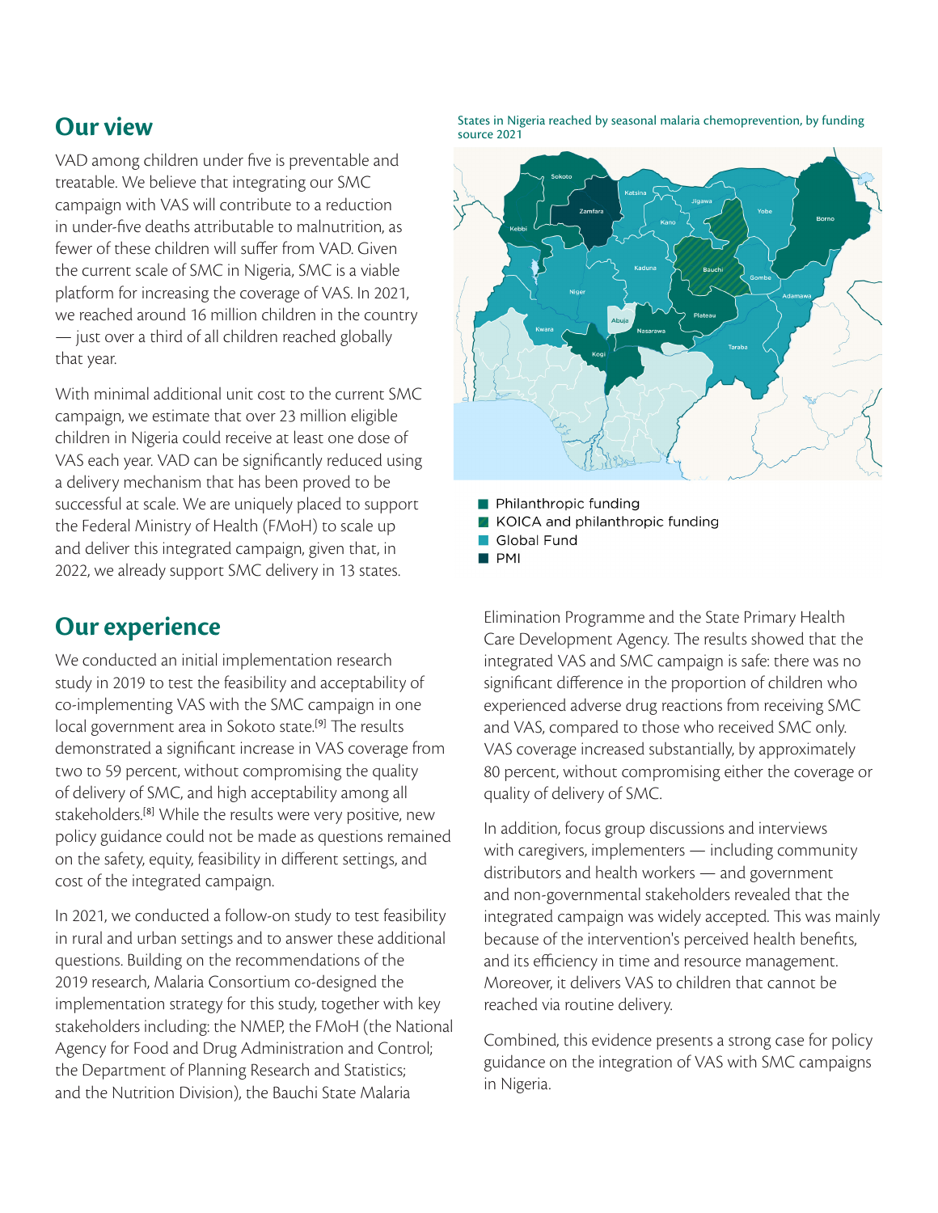## Our view

VAD among children under five is preventable and treatable. We believe that integrating our SMC campaign with VAS will contribute to a reduction in under-five deaths attributable to malnutrition, as fewer of these children will suffer from VAD. Given the current scale of SMC in Nigeria, SMC is a viable platform for increasing the coverage of VAS. In 2021, we reached around 16 million children in the country — just over a third of all children reached globally that year.

With minimal additional unit cost to the current SMC campaign, we estimate that over 23 million eligible children in Nigeria could receive at least one dose of VAS each year. VAD can be significantly reduced using a delivery mechanism that has been proved to be successful at scale. We are uniquely placed to support the Federal Ministry of Health (FMoH) to scale up and deliver this integrated campaign, given that, in 2022, we already support SMC delivery in 13 states.

States in Nigeria reached by seasonal malaria chemoprevention, by funding source 2021

Sokoto, Zamfara, Katsina, Jigawa, Yobe, Borno, Kebbi, Kano, Kaduna, Bauchi, Gombe, Niger, Adamawa, Abuja, Plateau, Kwara, Nasarawa, Taraba, Kogi

- Philanthropic funding
- KOICA and philanthropic funding
- Global Fund
- PMI

## Our experience

We conducted an initial implementation research study in 2019 to test the feasibility and acceptability of co-implementing VAS with the SMC campaign in one local government area in Sokoto state.[9] The results demonstrated a significant increase in VAS coverage from two to 59 percent, without compromising the quality of delivery of SMC, and high acceptability among all stakeholders.[8] While the results were very positive, new policy guidance could not be made as questions remained on the safety, equity, feasibility in different settings, and cost of the integrated campaign.

In 2021, we conducted a follow-on study to test feasibility in rural and urban settings and to answer these additional questions. Building on the recommendations of the 2019 research, Malaria Consortium co-designed the implementation strategy for this study, together with key stakeholders including: the NMEP, the FMoH (the National Agency for Food and Drug Administration and Control; the Department of Planning Research and Statistics; and the Nutrition Division), the Bauchi State Malaria Elimination Programme and the State Primary Health Care Development Agency. The results showed that the integrated VAS and SMC campaign is safe: there was no significant difference in the proportion of children who experienced adverse drug reactions from receiving SMC and VAS, compared to those who received SMC only. VAS coverage increased substantially, by approximately 80 percent, without compromising either the coverage or quality of delivery of SMC.

In addition, focus group discussions and interviews with caregivers, implementers — including community distributors and health workers — and government and non-governmental stakeholders revealed that the integrated campaign was widely accepted. This was mainly because of the intervention's perceived health benefits, and its efficiency in time and resource management. Moreover, it delivers VAS to children that cannot be reached via routine delivery.

Combined, this evidence presents a strong case for policy guidance on the integration of VAS with SMC campaigns in Nigeria.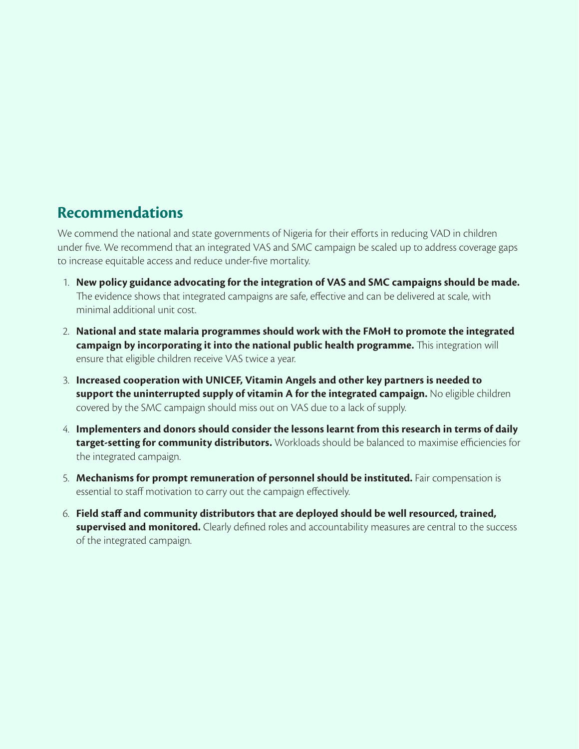## Recommendations

We commend the national and state governments of Nigeria for their efforts in reducing VAD in children under five. We recommend that an integrated VAS and SMC campaign be scaled up to address coverage gaps to increase equitable access and reduce under-five mortality.

1. **New policy guidance advocating for the integration of VAS and SMC campaigns should be made.** The evidence shows that integrated campaigns are safe, effective and can be delivered at scale, with minimal additional unit cost.
2. **National and state malaria programmes should work with the FMoH to promote the integrated campaign by incorporating it into the national public health programme.** This integration will ensure that eligible children receive VAS twice a year.
3. **Increased cooperation with UNICEF, Vitamin Angels and other key partners is needed to support the uninterrupted supply of vitamin A for the integrated campaign.** No eligible children covered by the SMC campaign should miss out on VAS due to a lack of supply.
4. **Implementers and donors should consider the lessons learnt from this research in terms of daily target-setting for community distributors.** Workloads should be balanced to maximise efficiencies for the integrated campaign.
5. **Mechanisms for prompt remuneration of personnel should be instituted.** Fair compensation is essential to staff motivation to carry out the campaign effectively.
6. **Field staff and community distributors that are deployed should be well resourced, trained, supervised and monitored.** Clearly defined roles and accountability measures are central to the success of the integrated campaign.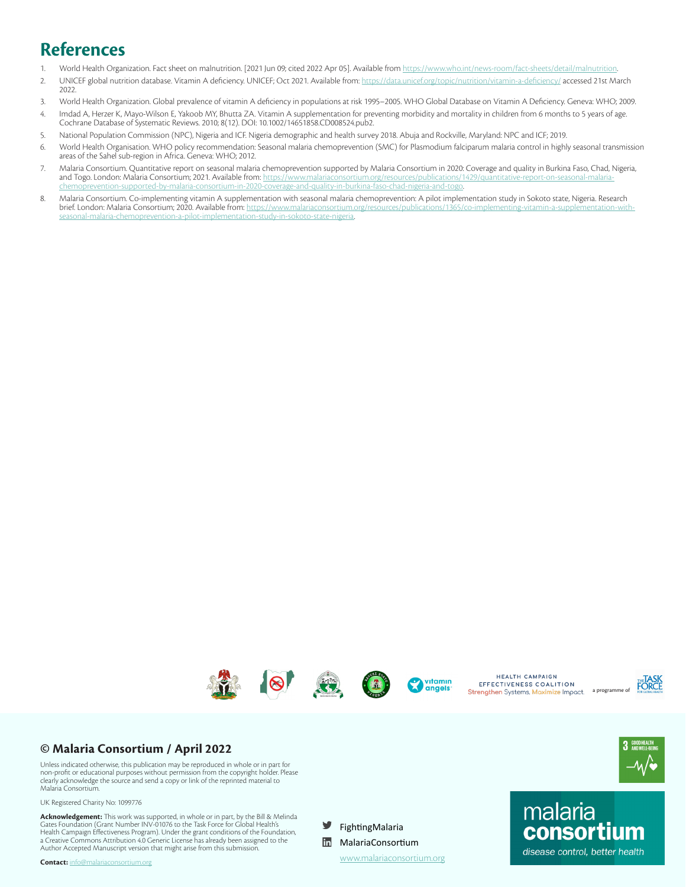# References

1. World Health Organization. Fact sheet on malnutrition. [2021 Jun 09; cited 2022 Apr 05]. Available from https://www.who.int/news-room/fact-sheets/detail/malnutrition.
2. UNICEF global nutrition database. Vitamin A deficiency. UNICEF; Oct 2021. Available from: https://data.unicef.org/topic/nutrition/vitamin-a-deficiency/ accessed 21st March 2022.
3. World Health Organization. Global prevalence of vitamin A deficiency in populations at risk 1995–2005. WHO Global Database on Vitamin A Deficiency. Geneva: WHO; 2009.
4. Imdad A, Herzer K, Mayo-Wilson E, Yakoob MY, Bhutta ZA. Vitamin A supplementation for preventing morbidity and mortality in children from 6 months to 5 years of age. Cochrane Database of Systematic Reviews. 2010; 8(12). DOI: 10.1002/14651858.CD008524.pub2.
5. National Population Commission (NPC), Nigeria and ICF. Nigeria demographic and health survey 2018. Abuja and Rockville, Maryland: NPC and ICF; 2019.
6. World Health Organisation. WHO policy recommendation: Seasonal malaria chemoprevention (SMC) for Plasmodium falciparum malaria control in highly seasonal transmission areas of the Sahel sub-region in Africa. Geneva: WHO; 2012.
7. Malaria Consortium. Quantitative report on seasonal malaria chemoprevention supported by Malaria Consortium in 2020: Coverage and quality in Burkina Faso, Chad, Nigeria, and Togo. London: Malaria Consortium; 2021. Available from: https://www.malariaconsortium.org/resources/publications/1429/quantitative-report-on-seasonal-malaria-chemoprevention-supported-by-malaria-consortium-in-2020-coverage-and-quality-in-burkina-faso-chad-nigeria-and-togo.
8. Malaria Consortium. Co-implementing vitamin A supplementation with seasonal malaria chemoprevention: A pilot implementation study in Sokoto state, Nigeria. Research brief. London: Malaria Consortium; 2020. Available from: https://www.malariaconsortium.org/resources/publications/1365/co-implementing-vitamin-a-supplementation-with-seasonal-malaria-chemoprevention-a-pilot-implementation-study-in-sokoto-state-nigeria.

HEALTH CAMPAIGN EFFECTIVENESS COALITION
Strengthen Systems. Maximize Impact. a programme of THE TASK FORCE FOR GLOBAL HEALTH

## © Malaria Consortium / April 2022

Unless indicated otherwise, this publication may be reproduced in whole or in part for non-profit or educational purposes without permission from the copyright holder. Please clearly acknowledge the source and send a copy or link of the reprinted material to Malaria Consortium.

UK Registered Charity No: 1099776

**Acknowledgement:** This work was supported, in whole or in part, by the Bill & Melinda Gates Foundation (Grant Number INV-01076 to the Task Force for Global Health's Health Campaign Effectiveness Program). Under the grant conditions of the Foundation, a Creative Commons Attribution 4.0 Generic License has already been assigned to the Author Accepted Manuscript version that might arise from this submission.

**Contact:** info@malariaconsortium.org

FightingMalaria

MalariaConsortium

www.malariaconsortium.org

malaria consortium
disease control, better health